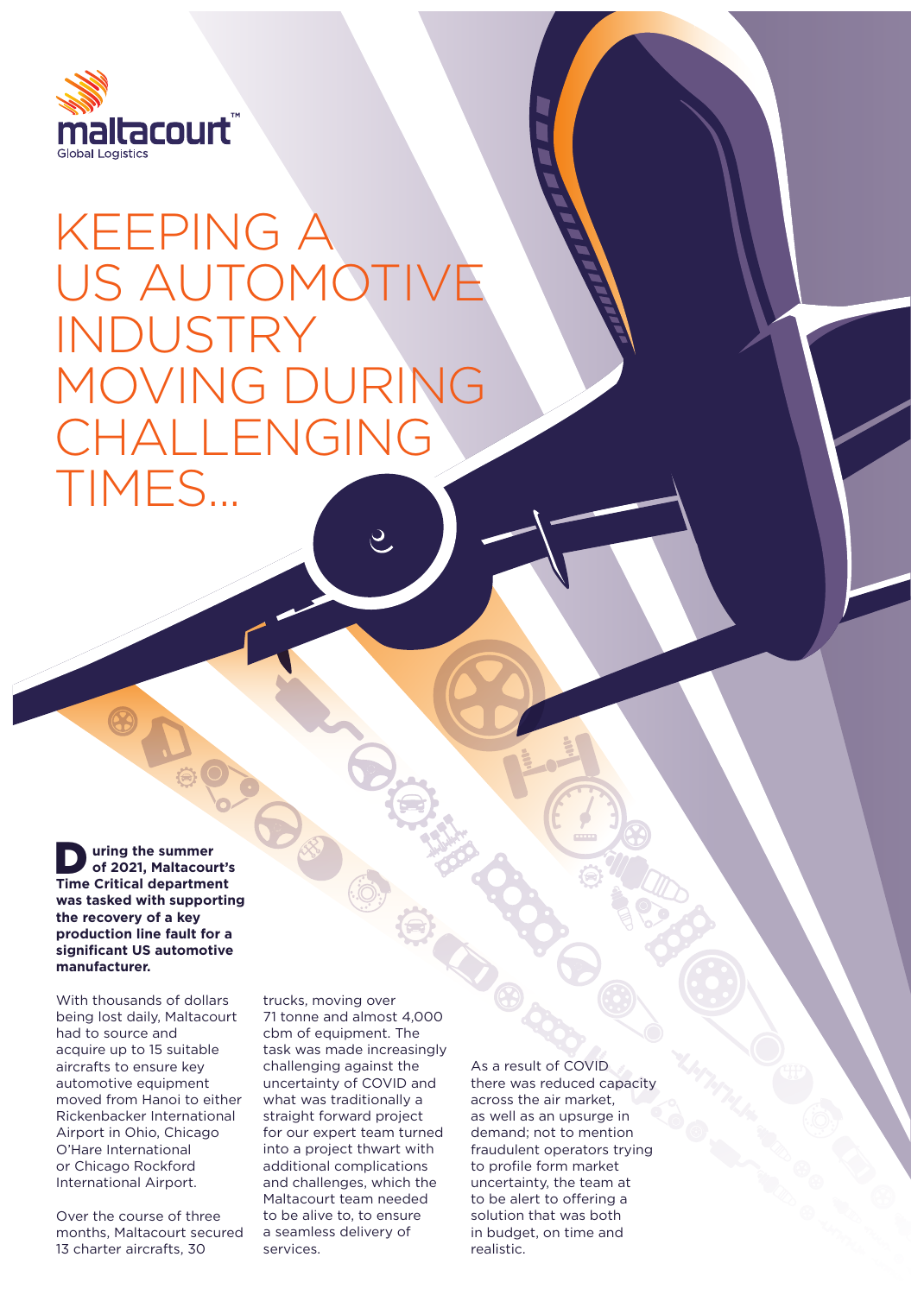maltacourt™
Global Logistics

# KEEPING A US AUTOMOTIVE INDUSTRY MOVING DURING CHALLENGING TIMES...

**During the summer of 2021, Maltacourt's Time Critical department was tasked with supporting the recovery of a key production line fault for a significant US automotive manufacturer.**

With thousands of dollars being lost daily, Maltacourt had to source and acquire up to 15 suitable aircrafts to ensure key automotive equipment moved from Hanoi to either Rickenbacker International Airport in Ohio, Chicago O'Hare International or Chicago Rockford International Airport.

Over the course of three months, Maltacourt secured 13 charter aircrafts, 30 trucks, moving over 71 tonne and almost 4,000 cbm of equipment. The task was made increasingly challenging against the uncertainty of COVID and what was traditionally a straight forward project for our expert team turned into a project thwart with additional complications and challenges, which the Maltacourt team needed to be alive to, to ensure a seamless delivery of services.

As a result of COVID there was reduced capacity across the air market, as well as an upsurge in demand; not to mention fraudulent operators trying to profile form market uncertainty, the team at to be alert to offering a solution that was both in budget, on time and realistic.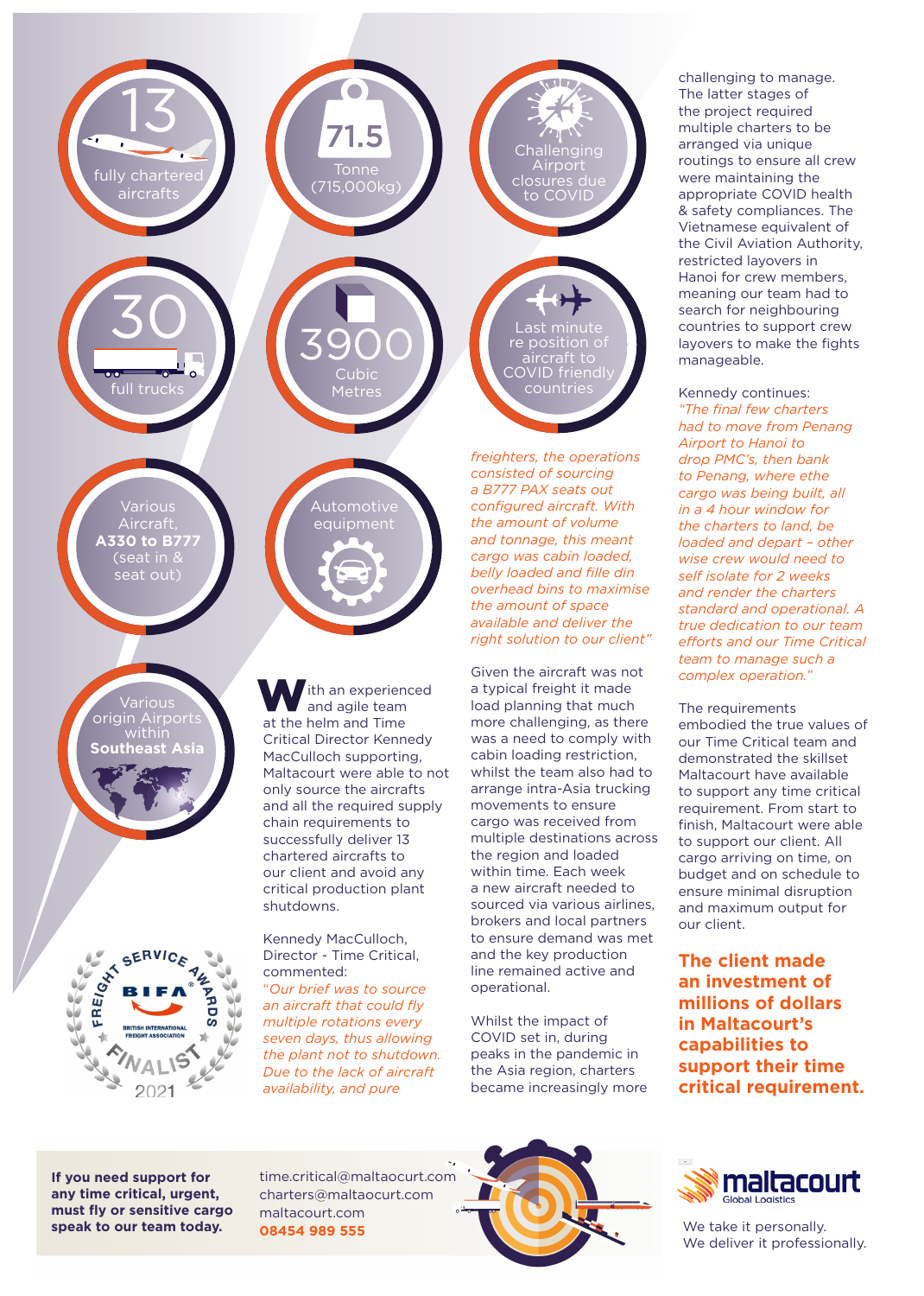13
fully chartered aircrafts

71.5
Tonne
(715,000kg)

Challenging Airport closures due to COVID

30
full trucks

3900
Cubic Metres

Last minute re position of aircraft to COVID friendly countries

Various Aircraft,
**A330 to B777**
(seat in & seat out)

Automotive equipment

Various origin Airports within
**Southeast Asia**

FREIGHT SERVICE AWARDS
BIFA
BRITISH INTERNATIONAL FREIGHT ASSOCIATION
FINALIST
2021

With an experienced and agile team at the helm and Time Critical Director Kennedy MacCulloch supporting, Maltacourt were able to not only source the aircrafts and all the required supply chain requirements to successfully deliver 13 chartered aircrafts to our client and avoid any critical production plant shutdowns.

Kennedy MacCulloch, Director - Time Critical, commented:
*"Our brief was to source an aircraft that could fly multiple rotations every seven days, thus allowing the plant not to shutdown. Due to the lack of aircraft availability, and pure freighters, the operations consisted of sourcing a B777 PAX seats out configured aircraft. With the amount of volume and tonnage, this meant cargo was cabin loaded, belly loaded and fille din overhead bins to maximise the amount of space available and deliver the right solution to our client"*

Given the aircraft was not a typical freight it made load planning that much more challenging, as there was a need to comply with cabin loading restriction, whilst the team also had to arrange intra-Asia trucking movements to ensure cargo was received from multiple destinations across the region and loaded within time. Each week a new aircraft needed to sourced via various airlines, brokers and local partners to ensure demand was met and the key production line remained active and operational.

Whilst the impact of COVID set in, during peaks in the pandemic in the Asia region, charters became increasingly more challenging to manage. The latter stages of the project required multiple charters to be arranged via unique routings to ensure all crew were maintaining the appropriate COVID health & safety compliances. The Vietnamese equivalent of the Civil Aviation Authority, restricted layovers in Hanoi for crew members, meaning our team had to search for neighbouring countries to support crew layovers to make the fights manageable.

Kennedy continues:
*"The final few charters had to move from Penang Airport to Hanoi to drop PMC's, then bank to Penang, where ethe cargo was being built, all in a 4 hour window for the charters to land, be loaded and depart – other wise crew would need to self isolate for 2 weeks and render the charters standard and operational. A true dedication to our team efforts and our Time Critical team to manage such a complex operation."*

The requirements embodied the true values of our Time Critical team and demonstrated the skillset Maltacourt have available to support any time critical requirement. From start to finish, Maltacourt were able to support our client. All cargo arriving on time, on budget and on schedule to ensure minimal disruption and maximum output for our client.

**The client made an investment of millions of dollars in Maltacourt's capabilities to support their time critical requirement.**

**If you need support for any time critical, urgent, must fly or sensitive cargo speak to our team today.**

time.critical@maltaocurt.com
charters@maltaocurt.com
maltacourt.com
**08454 989 555**

maltacourt
Global Logistics

We take it personally.
We deliver it professionally.